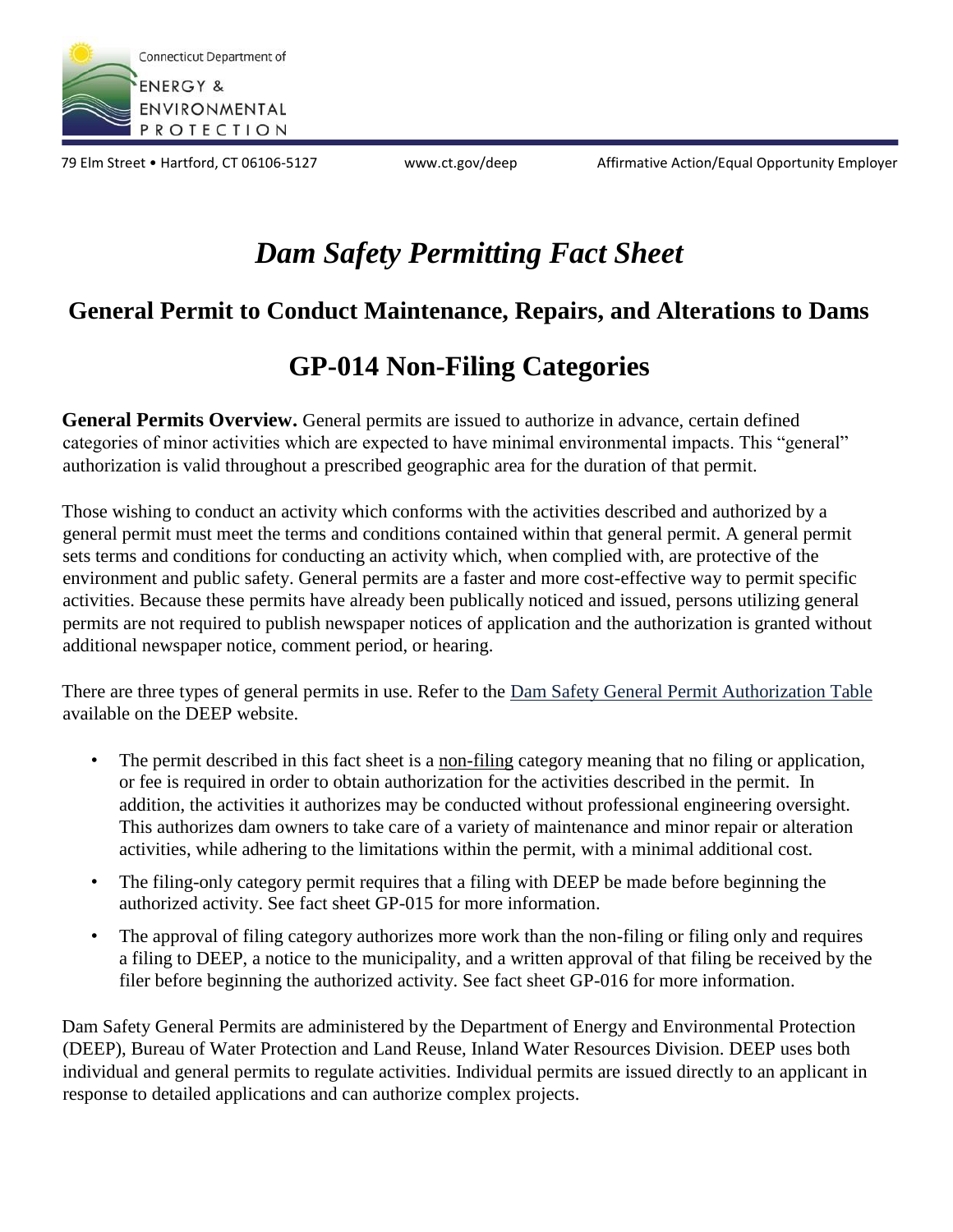Connecticut Department of ENERGY & ENVIRONMENTAL PROTECTION

79 Elm Street • Hartford, CT 06106-5127 www.ct.gov/deep Affirmative Action/Equal Opportunity Employer

# *Dam Safety Permitting Fact Sheet*

## General Permit to Conduct Maintenance, Repairs, and Alterations to Dams

## GP-014 Non-Filing Categories

**General Permits Overview.** General permits are issued to authorize in advance, certain defined categories of minor activities which are expected to have minimal environmental impacts. This "general" authorization is valid throughout a prescribed geographic area for the duration of that permit.

Those wishing to conduct an activity which conforms with the activities described and authorized by a general permit must meet the terms and conditions contained within that general permit. A general permit sets terms and conditions for conducting an activity which, when complied with, are protective of the environment and public safety. General permits are a faster and more cost-effective way to permit specific activities. Because these permits have already been publically noticed and issued, persons utilizing general permits are not required to publish newspaper notices of application and the authorization is granted without additional newspaper notice, comment period, or hearing.

There are three types of general permits in use. Refer to the Dam Safety General Permit Authorization Table available on the DEEP website.

- The permit described in this fact sheet is a non-filing category meaning that no filing or application, or fee is required in order to obtain authorization for the activities described in the permit. In addition, the activities it authorizes may be conducted without professional engineering oversight. This authorizes dam owners to take care of a variety of maintenance and minor repair or alteration activities, while adhering to the limitations within the permit, with a minimal additional cost.
- The filing-only category permit requires that a filing with DEEP be made before beginning the authorized activity. See fact sheet GP-015 for more information.
- The approval of filing category authorizes more work than the non-filing or filing only and requires a filing to DEEP, a notice to the municipality, and a written approval of that filing be received by the filer before beginning the authorized activity. See fact sheet GP-016 for more information.

Dam Safety General Permits are administered by the Department of Energy and Environmental Protection (DEEP), Bureau of Water Protection and Land Reuse, Inland Water Resources Division. DEEP uses both individual and general permits to regulate activities. Individual permits are issued directly to an applicant in response to detailed applications and can authorize complex projects.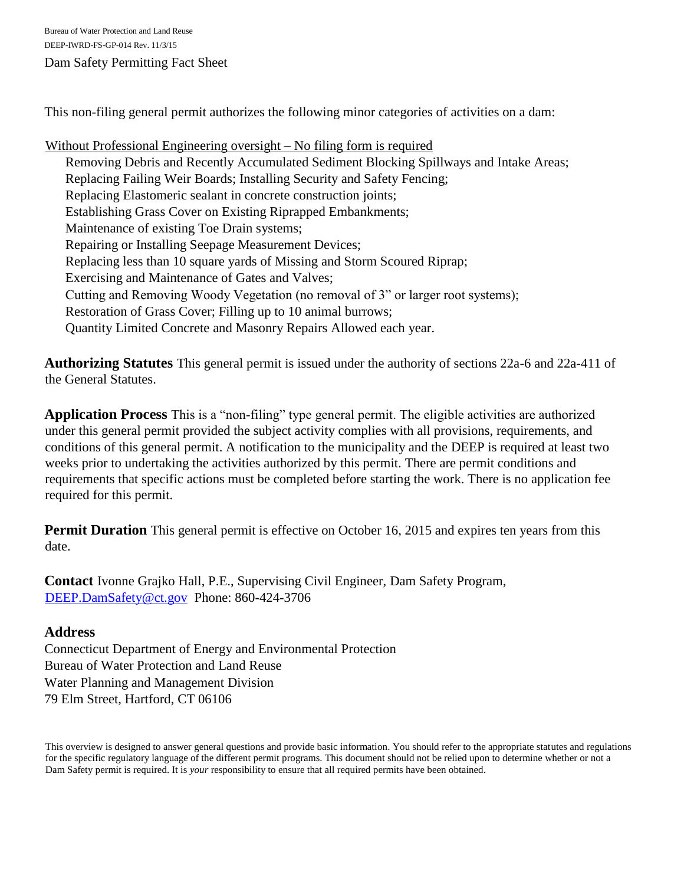Bureau of Water Protection and Land Reuse

DEEP-IWRD-FS-GP-014 Rev. 11/3/15

Dam Safety Permitting Fact Sheet

This non-filing general permit authorizes the following minor categories of activities on a dam:

Without Professional Engineering oversight – No filing form is required

- Removing Debris and Recently Accumulated Sediment Blocking Spillways and Intake Areas;
- Replacing Failing Weir Boards; Installing Security and Safety Fencing;
- Replacing Elastomeric sealant in concrete construction joints;
- Establishing Grass Cover on Existing Riprapped Embankments;
- Maintenance of existing Toe Drain systems;
- Repairing or Installing Seepage Measurement Devices;
- Replacing less than 10 square yards of Missing and Storm Scoured Riprap;
- Exercising and Maintenance of Gates and Valves;
- Cutting and Removing Woody Vegetation (no removal of 3" or larger root systems);
- Restoration of Grass Cover; Filling up to 10 animal burrows;
- Quantity Limited Concrete and Masonry Repairs Allowed each year.

**Authorizing Statutes** This general permit is issued under the authority of sections 22a-6 and 22a-411 of the General Statutes.

**Application Process** This is a "non-filing" type general permit. The eligible activities are authorized under this general permit provided the subject activity complies with all provisions, requirements, and conditions of this general permit. A notification to the municipality and the DEEP is required at least two weeks prior to undertaking the activities authorized by this permit. There are permit conditions and requirements that specific actions must be completed before starting the work. There is no application fee required for this permit.

**Permit Duration** This general permit is effective on October 16, 2015 and expires ten years from this date.

**Contact** Ivonne Grajko Hall, P.E., Supervising Civil Engineer, Dam Safety Program, DEEP.DamSafety@ct.gov Phone: 860-424-3706

**Address**

Connecticut Department of Energy and Environmental Protection
Bureau of Water Protection and Land Reuse
Water Planning and Management Division
79 Elm Street, Hartford, CT 06106

This overview is designed to answer general questions and provide basic information. You should refer to the appropriate statutes and regulations for the specific regulatory language of the different permit programs. This document should not be relied upon to determine whether or not a Dam Safety permit is required. It is *your* responsibility to ensure that all required permits have been obtained.